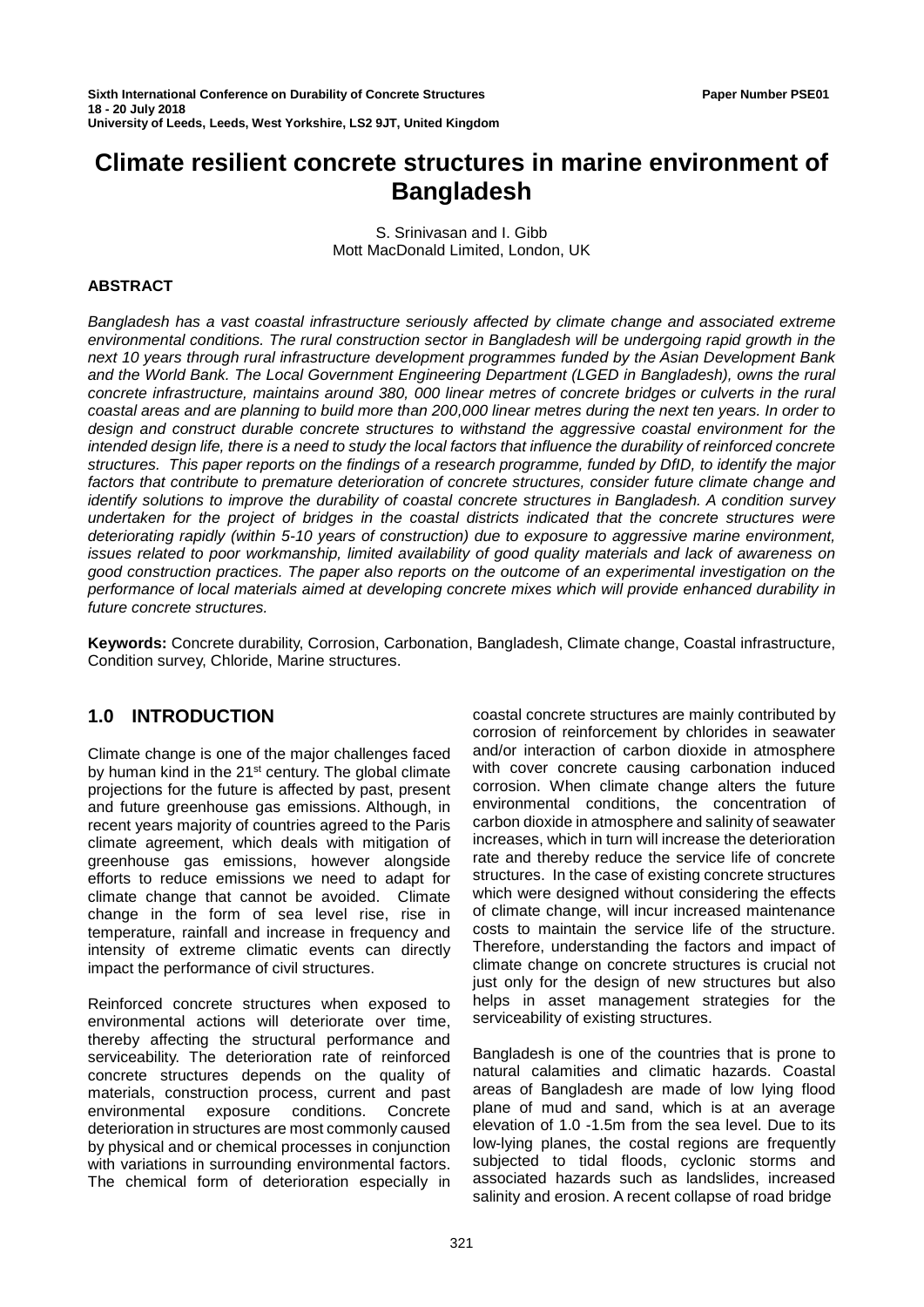Sixth International Conference on Durability of Concrete Structures
18 - 20 July 2018
University of Leeds, Leeds, West Yorkshire, LS2 9JT, United Kingdom

Paper Number PSE01

# Climate resilient concrete structures in marine environment of Bangladesh

S. Srinivasan and I. Gibb
Mott MacDonald Limited, London, UK

### ABSTRACT

*Bangladesh has a vast coastal infrastructure seriously affected by climate change and associated extreme environmental conditions. The rural construction sector in Bangladesh will be undergoing rapid growth in the next 10 years through rural infrastructure development programmes funded by the Asian Development Bank and the World Bank. The Local Government Engineering Department (LGED in Bangladesh), owns the rural concrete infrastructure, maintains around 380, 000 linear metres of concrete bridges or culverts in the rural coastal areas and are planning to build more than 200,000 linear metres during the next ten years. In order to design and construct durable concrete structures to withstand the aggressive coastal environment for the intended design life, there is a need to study the local factors that influence the durability of reinforced concrete structures. This paper reports on the findings of a research programme, funded by DfID, to identify the major factors that contribute to premature deterioration of concrete structures, consider future climate change and identify solutions to improve the durability of coastal concrete structures in Bangladesh. A condition survey undertaken for the project of bridges in the coastal districts indicated that the concrete structures were deteriorating rapidly (within 5-10 years of construction) due to exposure to aggressive marine environment, issues related to poor workmanship, limited availability of good quality materials and lack of awareness on good construction practices. The paper also reports on the outcome of an experimental investigation on the performance of local materials aimed at developing concrete mixes which will provide enhanced durability in future concrete structures.*

**Keywords:** Concrete durability, Corrosion, Carbonation, Bangladesh, Climate change, Coastal infrastructure, Condition survey, Chloride, Marine structures.

## 1.0 INTRODUCTION

Climate change is one of the major challenges faced by human kind in the 21st century. The global climate projections for the future is affected by past, present and future greenhouse gas emissions. Although, in recent years majority of countries agreed to the Paris climate agreement, which deals with mitigation of greenhouse gas emissions, however alongside efforts to reduce emissions we need to adapt for climate change that cannot be avoided. Climate change in the form of sea level rise, rise in temperature, rainfall and increase in frequency and intensity of extreme climatic events can directly impact the performance of civil structures.

Reinforced concrete structures when exposed to environmental actions will deteriorate over time, thereby affecting the structural performance and serviceability. The deterioration rate of reinforced concrete structures depends on the quality of materials, construction process, current and past environmental exposure conditions. Concrete deterioration in structures are most commonly caused by physical and or chemical processes in conjunction with variations in surrounding environmental factors. The chemical form of deterioration especially in coastal concrete structures are mainly contributed by corrosion of reinforcement by chlorides in seawater and/or interaction of carbon dioxide in atmosphere with cover concrete causing carbonation induced corrosion. When climate change alters the future environmental conditions, the concentration of carbon dioxide in atmosphere and salinity of seawater increases, which in turn will increase the deterioration rate and thereby reduce the service life of concrete structures. In the case of existing concrete structures which were designed without considering the effects of climate change, will incur increased maintenance costs to maintain the service life of the structure. Therefore, understanding the factors and impact of climate change on concrete structures is crucial not just only for the design of new structures but also helps in asset management strategies for the serviceability of existing structures.

Bangladesh is one of the countries that is prone to natural calamities and climatic hazards. Coastal areas of Bangladesh are made of low lying flood plane of mud and sand, which is at an average elevation of 1.0 -1.5m from the sea level. Due to its low-lying planes, the costal regions are frequently subjected to tidal floods, cyclonic storms and associated hazards such as landslides, increased salinity and erosion. A recent collapse of road bridge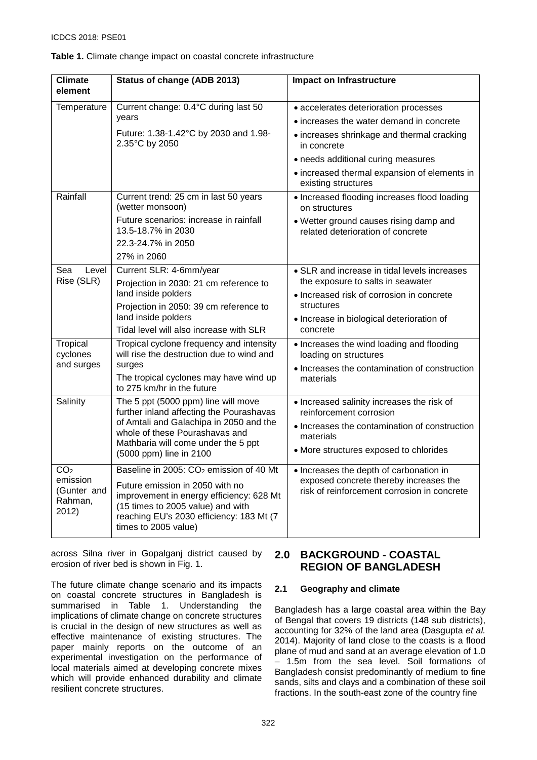**Table 1.** Climate change impact on coastal concrete infrastructure

| Climate element | Status of change (ADB 2013) | Impact on Infrastructure |
|---|---|---|
| Temperature | Current change: 0.4°C during last 50 years<br>Future: 1.38-1.42°C by 2030 and 1.98-2.35°C by 2050 | • accelerates deterioration processes<br>• increases the water demand in concrete<br>• increases shrinkage and thermal cracking in concrete<br>• needs additional curing measures<br>• increased thermal expansion of elements in existing structures |
| Rainfall | Current trend: 25 cm in last 50 years (wetter monsoon)<br>Future scenarios: increase in rainfall 13.5-18.7% in 2030<br>22.3-24.7% in 2050<br>27% in 2060 | • Increased flooding increases flood loading on structures<br>• Wetter ground causes rising damp and related deterioration of concrete |
| Sea Level Rise (SLR) | Current SLR: 4-6mm/year<br>Projection in 2030: 21 cm reference to land inside polders<br>Projection in 2050: 39 cm reference to land inside polders<br>Tidal level will also increase with SLR | • SLR and increase in tidal levels increases the exposure to salts in seawater<br>• Increased risk of corrosion in concrete structures<br>• Increase in biological deterioration of concrete |
| Tropical cyclones and surges | Tropical cyclone frequency and intensity will rise the destruction due to wind and surges<br>The tropical cyclones may have wind up to 275 km/hr in the future | • Increases the wind loading and flooding loading on structures<br>• Increases the contamination of construction materials |
| Salinity | The 5 ppt (5000 ppm) line will move further inland affecting the Pourashavas of Amtali and Galachipa in 2050 and the whole of these Pourashavas and Mathbaria will come under the 5 ppt (5000 ppm) line in 2100 | • Increased salinity increases the risk of reinforcement corrosion<br>• Increases the contamination of construction materials<br>• More structures exposed to chlorides |
| $CO_2$ emission (Gunter and Rahman, 2012) | Baseline in 2005: $CO_2$ emission of 40 Mt<br>Future emission in 2050 with no improvement in energy efficiency: 628 Mt (15 times to 2005 value) and with reaching EU's 2030 efficiency: 183 Mt (7 times to 2005 value) | • Increases the depth of carbonation in exposed concrete thereby increases the risk of reinforcement corrosion in concrete |

across Silna river in Gopalganj district caused by erosion of river bed is shown in Fig. 1.

The future climate change scenario and its impacts on coastal concrete structures in Bangladesh is summarised in Table 1. Understanding the implications of climate change on concrete structures is crucial in the design of new structures as well as effective maintenance of existing structures. The paper mainly reports on the outcome of an experimental investigation on the performance of local materials aimed at developing concrete mixes which will provide enhanced durability and climate resilient concrete structures.

## 2.0 BACKGROUND - COASTAL REGION OF BANGLADESH

### 2.1 Geography and climate

Bangladesh has a large coastal area within the Bay of Bengal that covers 19 districts (148 sub districts), accounting for 32% of the land area (Dasgupta *et al.* 2014). Majority of land close to the coasts is a flood plane of mud and sand at an average elevation of 1.0 – 1.5m from the sea level. Soil formations of Bangladesh consist predominantly of medium to fine sands, silts and clays and a combination of these soil fractions. In the south-east zone of the country fine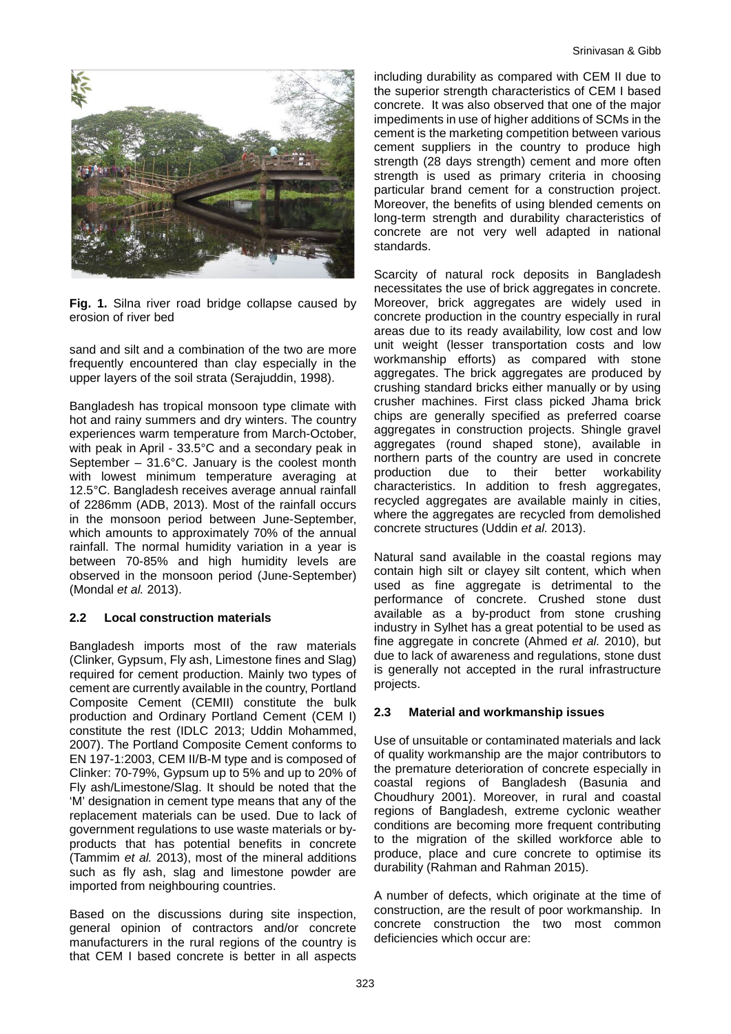**Fig. 1.** Silna river road bridge collapse caused by erosion of river bed

sand and silt and a combination of the two are more frequently encountered than clay especially in the upper layers of the soil strata (Serajuddin, 1998).

Bangladesh has tropical monsoon type climate with hot and rainy summers and dry winters. The country experiences warm temperature from March-October, with peak in April - 33.5°C and a secondary peak in September – 31.6°C. January is the coolest month with lowest minimum temperature averaging at 12.5°C. Bangladesh receives average annual rainfall of 2286mm (ADB, 2013). Most of the rainfall occurs in the monsoon period between June-September, which amounts to approximately 70% of the annual rainfall. The normal humidity variation in a year is between 70-85% and high humidity levels are observed in the monsoon period (June-September) (Mondal *et al.* 2013).

## 2.2 Local construction materials

Bangladesh imports most of the raw materials (Clinker, Gypsum, Fly ash, Limestone fines and Slag) required for cement production. Mainly two types of cement are currently available in the country, Portland Composite Cement (CEMII) constitute the bulk production and Ordinary Portland Cement (CEM I) constitute the rest (IDLC 2013; Uddin Mohammed, 2007). The Portland Composite Cement conforms to EN 197-1:2003, CEM II/B-M type and is composed of Clinker: 70-79%, Gypsum up to 5% and up to 20% of Fly ash/Limestone/Slag. It should be noted that the 'M' designation in cement type means that any of the replacement materials can be used. Due to lack of government regulations to use waste materials or by-products that has potential benefits in concrete (Tammim *et al.* 2013), most of the mineral additions such as fly ash, slag and limestone powder are imported from neighbouring countries.

Based on the discussions during site inspection, general opinion of contractors and/or concrete manufacturers in the rural regions of the country is that CEM I based concrete is better in all aspects including durability as compared with CEM II due to the superior strength characteristics of CEM I based concrete. It was also observed that one of the major impediments in use of higher additions of SCMs in the cement is the marketing competition between various cement suppliers in the country to produce high strength (28 days strength) cement and more often strength is used as primary criteria in choosing particular brand cement for a construction project. Moreover, the benefits of using blended cements on long-term strength and durability characteristics of concrete are not very well adapted in national standards.

Scarcity of natural rock deposits in Bangladesh necessitates the use of brick aggregates in concrete. Moreover, brick aggregates are widely used in concrete production in the country especially in rural areas due to its ready availability, low cost and low unit weight (lesser transportation costs and low workmanship efforts) as compared with stone aggregates. The brick aggregates are produced by crushing standard bricks either manually or by using crusher machines. First class picked Jhama brick chips are generally specified as preferred coarse aggregates in construction projects. Shingle gravel aggregates (round shaped stone), available in northern parts of the country are used in concrete production due to their better workability characteristics. In addition to fresh aggregates, recycled aggregates are available mainly in cities, where the aggregates are recycled from demolished concrete structures (Uddin *et al.* 2013).

Natural sand available in the coastal regions may contain high silt or clayey silt content, which when used as fine aggregate is detrimental to the performance of concrete. Crushed stone dust available as a by-product from stone crushing industry in Sylhet has a great potential to be used as fine aggregate in concrete (Ahmed *et al.* 2010), but due to lack of awareness and regulations, stone dust is generally not accepted in the rural infrastructure projects.

## 2.3 Material and workmanship issues

Use of unsuitable or contaminated materials and lack of quality workmanship are the major contributors to the premature deterioration of concrete especially in coastal regions of Bangladesh (Basunia and Choudhury 2001). Moreover, in rural and coastal regions of Bangladesh, extreme cyclonic weather conditions are becoming more frequent contributing to the migration of the skilled workforce able to produce, place and cure concrete to optimise its durability (Rahman and Rahman 2015).

A number of defects, which originate at the time of construction, are the result of poor workmanship. In concrete construction the two most common deficiencies which occur are: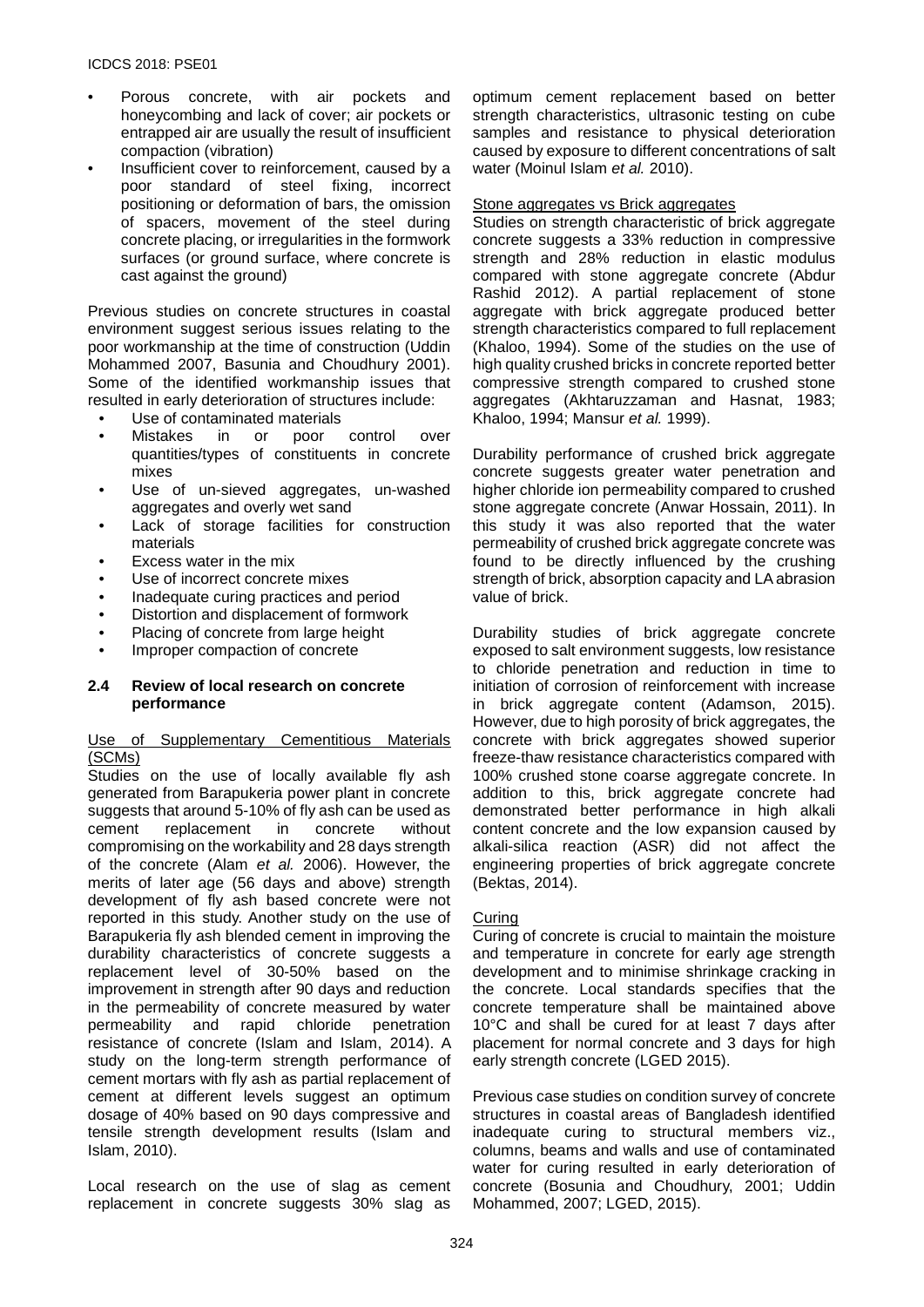- Porous concrete, with air pockets and honeycombing and lack of cover; air pockets or entrapped air are usually the result of insufficient compaction (vibration)
- Insufficient cover to reinforcement, caused by a poor standard of steel fixing, incorrect positioning or deformation of bars, the omission of spacers, movement of the steel during concrete placing, or irregularities in the formwork surfaces (or ground surface, where concrete is cast against the ground)

Previous studies on concrete structures in coastal environment suggest serious issues relating to the poor workmanship at the time of construction (Uddin Mohammed 2007, Basunia and Choudhury 2001). Some of the identified workmanship issues that resulted in early deterioration of structures include:

- Use of contaminated materials
- Mistakes in or poor control over quantities/types of constituents in concrete mixes
- Use of un-sieved aggregates, un-washed aggregates and overly wet sand
- Lack of storage facilities for construction materials
- Excess water in the mix
- Use of incorrect concrete mixes
- Inadequate curing practices and period
- Distortion and displacement of formwork
- Placing of concrete from large height
- Improper compaction of concrete

### 2.4 Review of local research on concrete performance

Use of Supplementary Cementitious Materials (SCMs)

Studies on the use of locally available fly ash generated from Barapukeria power plant in concrete suggests that around 5-10% of fly ash can be used as cement replacement in concrete without compromising on the workability and 28 days strength of the concrete (Alam *et al.* 2006). However, the merits of later age (56 days and above) strength development of fly ash based concrete were not reported in this study. Another study on the use of Barapukeria fly ash blended cement in improving the durability characteristics of concrete suggests a replacement level of 30-50% based on the improvement in strength after 90 days and reduction in the permeability of concrete measured by water permeability and rapid chloride penetration resistance of concrete (Islam and Islam, 2014). A study on the long-term strength performance of cement mortars with fly ash as partial replacement of cement at different levels suggest an optimum dosage of 40% based on 90 days compressive and tensile strength development results (Islam and Islam, 2010).

Local research on the use of slag as cement replacement in concrete suggests 30% slag as optimum cement replacement based on better strength characteristics, ultrasonic testing on cube samples and resistance to physical deterioration caused by exposure to different concentrations of salt water (Moinul Islam *et al.* 2010).

Stone aggregates vs Brick aggregates

Studies on strength characteristic of brick aggregate concrete suggests a 33% reduction in compressive strength and 28% reduction in elastic modulus compared with stone aggregate concrete (Abdur Rashid 2012). A partial replacement of stone aggregate with brick aggregate produced better strength characteristics compared to full replacement (Khaloo, 1994). Some of the studies on the use of high quality crushed bricks in concrete reported better compressive strength compared to crushed stone aggregates (Akhtaruzzaman and Hasnat, 1983; Khaloo, 1994; Mansur *et al.* 1999).

Durability performance of crushed brick aggregate concrete suggests greater water penetration and higher chloride ion permeability compared to crushed stone aggregate concrete (Anwar Hossain, 2011). In this study it was also reported that the water permeability of crushed brick aggregate concrete was found to be directly influenced by the crushing strength of brick, absorption capacity and LA abrasion value of brick.

Durability studies of brick aggregate concrete exposed to salt environment suggests, low resistance to chloride penetration and reduction in time to initiation of corrosion of reinforcement with increase in brick aggregate content (Adamson, 2015). However, due to high porosity of brick aggregates, the concrete with brick aggregates showed superior freeze-thaw resistance characteristics compared with 100% crushed stone coarse aggregate concrete. In addition to this, brick aggregate concrete had demonstrated better performance in high alkali content concrete and the low expansion caused by alkali-silica reaction (ASR) did not affect the engineering properties of brick aggregate concrete (Bektas, 2014).

Curing

Curing of concrete is crucial to maintain the moisture and temperature in concrete for early age strength development and to minimise shrinkage cracking in the concrete. Local standards specifies that the concrete temperature shall be maintained above 10°C and shall be cured for at least 7 days after placement for normal concrete and 3 days for high early strength concrete (LGED 2015).

Previous case studies on condition survey of concrete structures in coastal areas of Bangladesh identified inadequate curing to structural members viz., columns, beams and walls and use of contaminated water for curing resulted in early deterioration of concrete (Bosunia and Choudhury, 2001; Uddin Mohammed, 2007; LGED, 2015).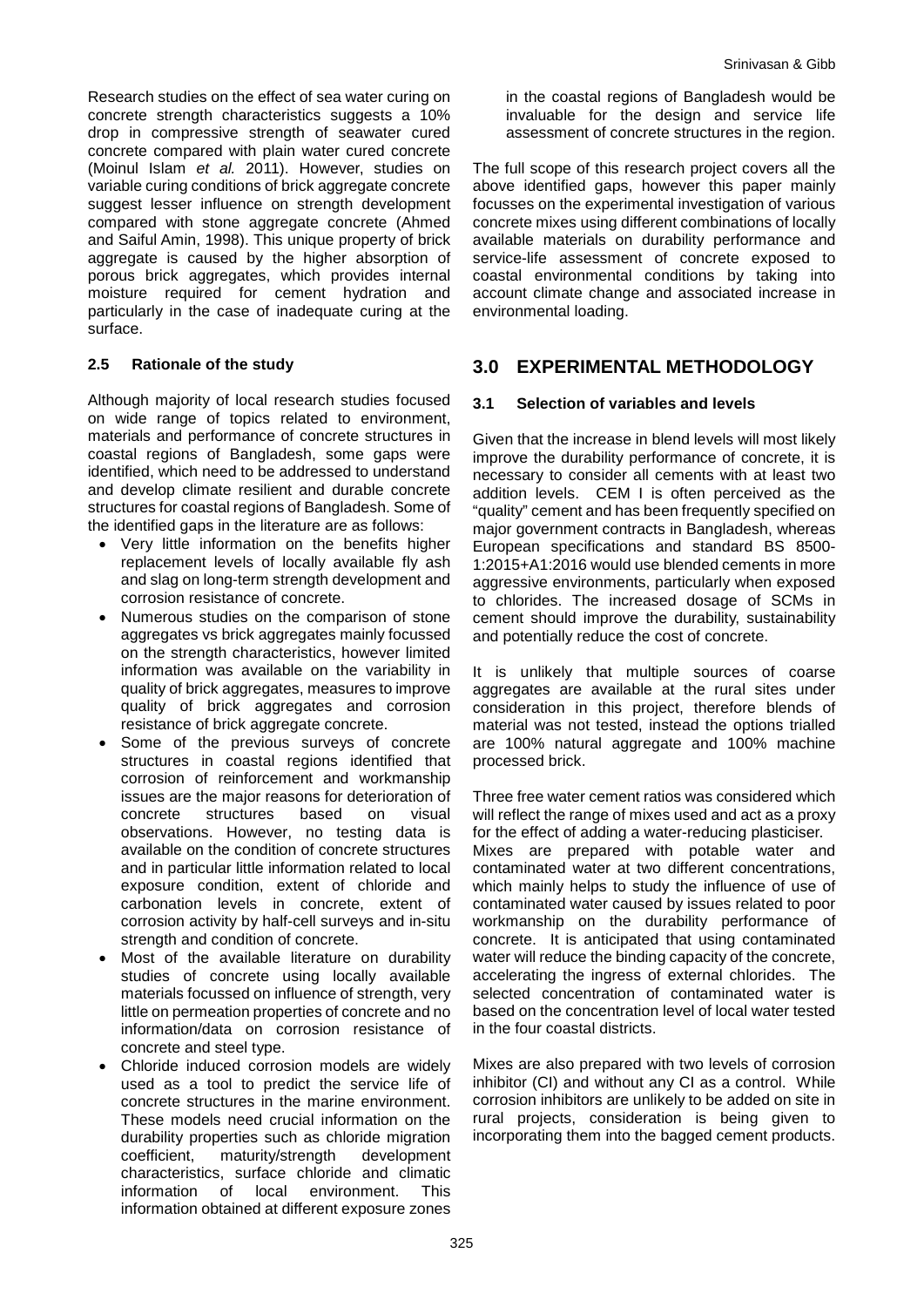Research studies on the effect of sea water curing on concrete strength characteristics suggests a 10% drop in compressive strength of seawater cured concrete compared with plain water cured concrete (Moinul Islam *et al.* 2011). However, studies on variable curing conditions of brick aggregate concrete suggest lesser influence on strength development compared with stone aggregate concrete (Ahmed and Saiful Amin, 1998). This unique property of brick aggregate is caused by the higher absorption of porous brick aggregates, which provides internal moisture required for cement hydration and particularly in the case of inadequate curing at the surface.

### 2.5 Rationale of the study

Although majority of local research studies focused on wide range of topics related to environment, materials and performance of concrete structures in coastal regions of Bangladesh, some gaps were identified, which need to be addressed to understand and develop climate resilient and durable concrete structures for coastal regions of Bangladesh. Some of the identified gaps in the literature are as follows:

- Very little information on the benefits higher replacement levels of locally available fly ash and slag on long-term strength development and corrosion resistance of concrete.
- Numerous studies on the comparison of stone aggregates vs brick aggregates mainly focussed on the strength characteristics, however limited information was available on the variability in quality of brick aggregates, measures to improve quality of brick aggregates and corrosion resistance of brick aggregate concrete.
- Some of the previous surveys of concrete structures in coastal regions identified that corrosion of reinforcement and workmanship issues are the major reasons for deterioration of concrete structures based on visual observations. However, no testing data is available on the condition of concrete structures and in particular little information related to local exposure condition, extent of chloride and carbonation levels in concrete, extent of corrosion activity by half-cell surveys and in-situ strength and condition of concrete.
- Most of the available literature on durability studies of concrete using locally available materials focussed on influence of strength, very little on permeation properties of concrete and no information/data on corrosion resistance of concrete and steel type.
- Chloride induced corrosion models are widely used as a tool to predict the service life of concrete structures in the marine environment. These models need crucial information on the durability properties such as chloride migration coefficient, maturity/strength development characteristics, surface chloride and climatic information of local environment. This information obtained at different exposure zones in the coastal regions of Bangladesh would be invaluable for the design and service life assessment of concrete structures in the region.

The full scope of this research project covers all the above identified gaps, however this paper mainly focusses on the experimental investigation of various concrete mixes using different combinations of locally available materials on durability performance and service-life assessment of concrete exposed to coastal environmental conditions by taking into account climate change and associated increase in environmental loading.

## 3.0 EXPERIMENTAL METHODOLOGY

### 3.1 Selection of variables and levels

Given that the increase in blend levels will most likely improve the durability performance of concrete, it is necessary to consider all cements with at least two addition levels. CEM I is often perceived as the "quality" cement and has been frequently specified on major government contracts in Bangladesh, whereas European specifications and standard BS 8500-1:2015+A1:2016 would use blended cements in more aggressive environments, particularly when exposed to chlorides. The increased dosage of SCMs in cement should improve the durability, sustainability and potentially reduce the cost of concrete.

It is unlikely that multiple sources of coarse aggregates are available at the rural sites under consideration in this project, therefore blends of material was not tested, instead the options trialled are 100% natural aggregate and 100% machine processed brick.

Three free water cement ratios was considered which will reflect the range of mixes used and act as a proxy for the effect of adding a water-reducing plasticiser. Mixes are prepared with potable water and contaminated water at two different concentrations, which mainly helps to study the influence of use of contaminated water caused by issues related to poor workmanship on the durability performance of concrete. It is anticipated that using contaminated water will reduce the binding capacity of the concrete, accelerating the ingress of external chlorides. The selected concentration of contaminated water is based on the concentration level of local water tested in the four coastal districts.

Mixes are also prepared with two levels of corrosion inhibitor (CI) and without any CI as a control. While corrosion inhibitors are unlikely to be added on site in rural projects, consideration is being given to incorporating them into the bagged cement products.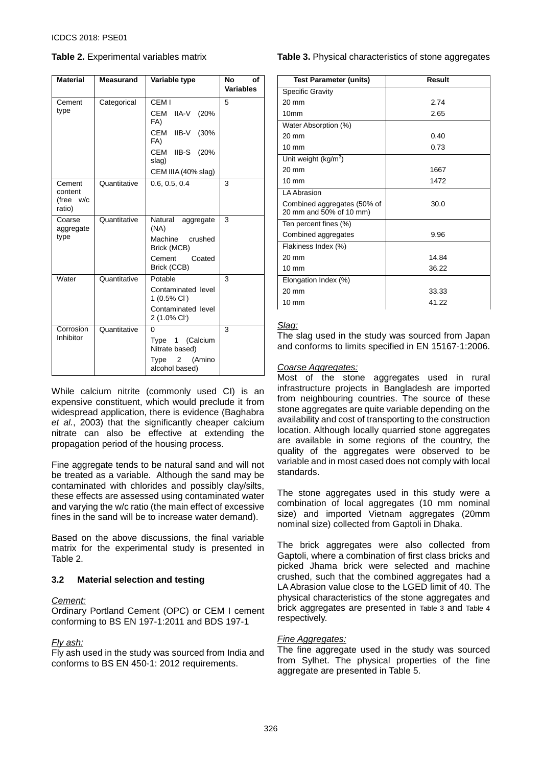**Table 2.** Experimental variables matrix

| Material | Measurand | Variable type | No of Variables |
|---|---|---|---|
| Cement type | Categorical | CEM I<br>CEM IIA-V (20% FA)<br>CEM IIB-V (30% FA)<br>CEM IIB-S (20% slag)<br>CEM IIIA (40% slag) | 5 |
| Cement content (free w/c ratio) | Quantitative | 0.6, 0.5, 0.4 | 3 |
| Coarse aggregate type | Quantitative | Natural aggregate (NA)<br>Machine crushed Brick (MCB)<br>Cement Coated Brick (CCB) | 3 |
| Water | Quantitative | Potable<br>Contaminated level 1 (0.5% $Cl^-$)<br>Contaminated level 2 (1.0% $Cl^-$) | 3 |
| Corrosion Inhibitor | Quantitative | 0<br>Type 1 (Calcium Nitrate based)<br>Type 2 (Amino alcohol based) | 3 |

While calcium nitrite (commonly used CI) is an expensive constituent, which would preclude it from widespread application, there is evidence (Baghabra *et al.*, 2003) that the significantly cheaper calcium nitrate can also be effective at extending the propagation period of the housing process.

Fine aggregate tends to be natural sand and will not be treated as a variable. Although the sand may be contaminated with chlorides and possibly clay/silts, these effects are assessed using contaminated water and varying the w/c ratio (the main effect of excessive fines in the sand will be to increase water demand).

Based on the above discussions, the final variable matrix for the experimental study is presented in Table 2.

### 3.2 Material selection and testing

*Cement:*
Ordinary Portland Cement (OPC) or CEM I cement conforming to BS EN 197-1:2011 and BDS 197-1

*Fly ash:*
Fly ash used in the study was sourced from India and conforms to BS EN 450-1: 2012 requirements.

**Table 3.** Physical characteristics of stone aggregates

| Test Parameter (units) | Result |
|---|---|
| Specific Gravity | |
| 20 mm | 2.74 |
| 10mm | 2.65 |
| Water Absorption (%) | |
| 20 mm | 0.40 |
| 10 mm | 0.73 |
| Unit weight (kg/m$^3$) | |
| 20 mm | 1667 |
| 10 mm | 1472 |
| LA Abrasion | |
| Combined aggregates (50% of 20 mm and 50% of 10 mm) | 30.0 |
| Ten percent fines (%) | |
| Combined aggregates | 9.96 |
| Flakiness Index (%) | |
| 20 mm | 14.84 |
| 10 mm | 36.22 |
| Elongation Index (%) | |
| 20 mm | 33.33 |
| 10 mm | 41.22 |

*Slag:*
The slag used in the study was sourced from Japan and conforms to limits specified in EN 15167-1:2006.

*Coarse Aggregates:*
Most of the stone aggregates used in rural infrastructure projects in Bangladesh are imported from neighbouring countries. The source of these stone aggregates are quite variable depending on the availability and cost of transporting to the construction location. Although locally quarried stone aggregates are available in some regions of the country, the quality of the aggregates were observed to be variable and in most cased does not comply with local standards.

The stone aggregates used in this study were a combination of local aggregates (10 mm nominal size) and imported Vietnam aggregates (20mm nominal size) collected from Gaptoli in Dhaka.

The brick aggregates were also collected from Gaptoli, where a combination of first class bricks and picked Jhama brick were selected and machine crushed, such that the combined aggregates had a LA Abrasion value close to the LGED limit of 40. The physical characteristics of the stone aggregates and brick aggregates are presented in Table 3 and Table 4 respectively.

*Fine Aggregates:*
The fine aggregate used in the study was sourced from Sylhet. The physical properties of the fine aggregate are presented in Table 5.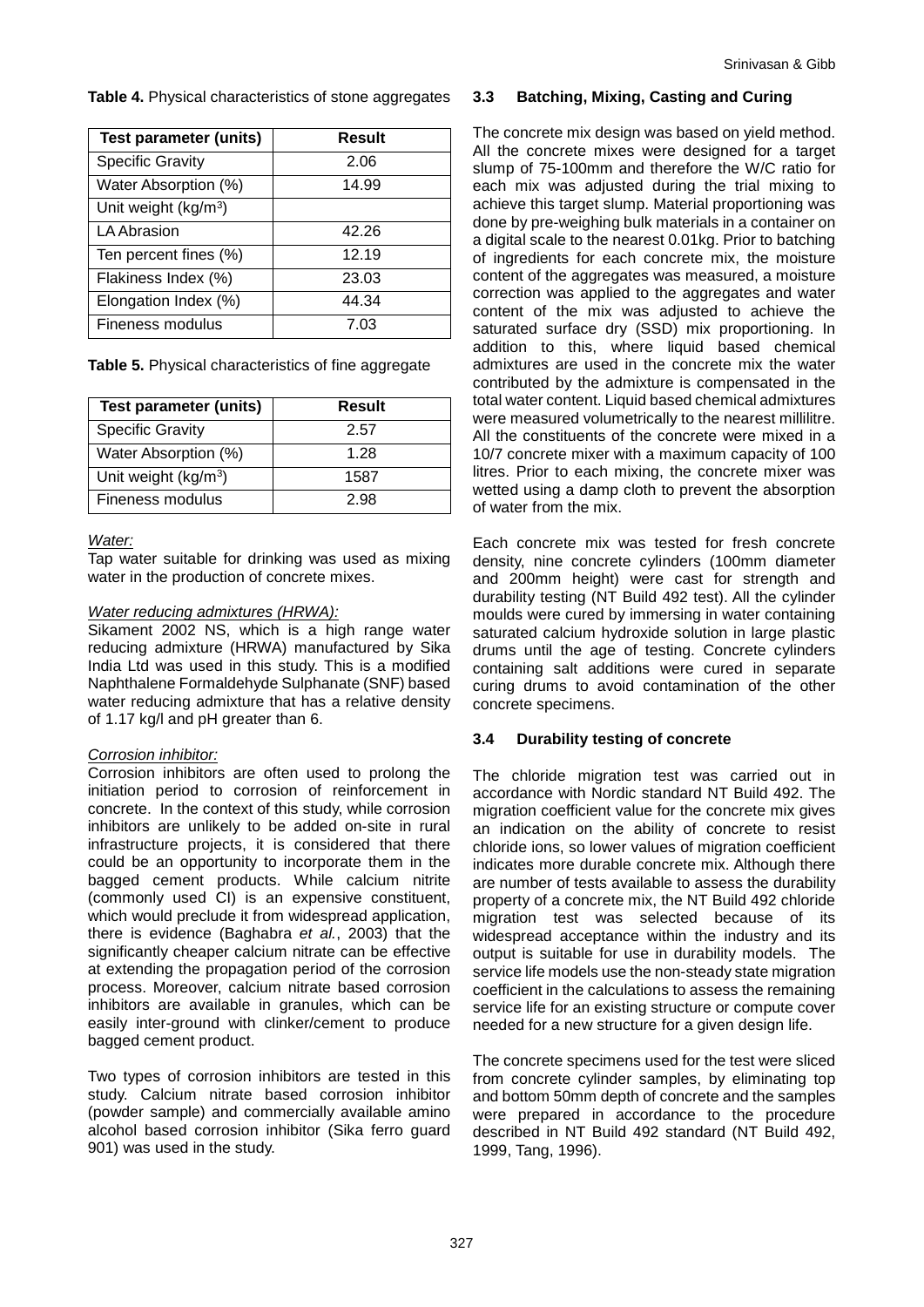**Table 4.** Physical characteristics of stone aggregates

| Test parameter (units) | Result |
|---|---|
| Specific Gravity | 2.06 |
| Water Absorption (%) | 14.99 |
| Unit weight ($kg/m^3$) | |
| LA Abrasion | 42.26 |
| Ten percent fines (%) | 12.19 |
| Flakiness Index (%) | 23.03 |
| Elongation Index (%) | 44.34 |
| Fineness modulus | 7.03 |

**Table 5.** Physical characteristics of fine aggregate

| Test parameter (units) | Result |
|---|---|
| Specific Gravity | 2.57 |
| Water Absorption (%) | 1.28 |
| Unit weight ($kg/m^3$) | 1587 |
| Fineness modulus | 2.98 |

*Water:*

Tap water suitable for drinking was used as mixing water in the production of concrete mixes.

*Water reducing admixtures (HRWA):*

Sikament 2002 NS, which is a high range water reducing admixture (HRWA) manufactured by Sika India Ltd was used in this study. This is a modified Naphthalene Formaldehyde Sulphanate (SNF) based water reducing admixture that has a relative density of 1.17 kg/l and pH greater than 6.

*Corrosion inhibitor:*

Corrosion inhibitors are often used to prolong the initiation period to corrosion of reinforcement in concrete. In the context of this study, while corrosion inhibitors are unlikely to be added on-site in rural infrastructure projects, it is considered that there could be an opportunity to incorporate them in the bagged cement products. While calcium nitrite (commonly used CI) is an expensive constituent, which would preclude it from widespread application, there is evidence (Baghabra *et al.*, 2003) that the significantly cheaper calcium nitrate can be effective at extending the propagation period of the corrosion process. Moreover, calcium nitrate based corrosion inhibitors are available in granules, which can be easily inter-ground with clinker/cement to produce bagged cement product.

Two types of corrosion inhibitors are tested in this study. Calcium nitrate based corrosion inhibitor (powder sample) and commercially available amino alcohol based corrosion inhibitor (Sika ferro guard 901) was used in the study.

### 3.3 Batching, Mixing, Casting and Curing

The concrete mix design was based on yield method. All the concrete mixes were designed for a target slump of 75-100mm and therefore the W/C ratio for each mix was adjusted during the trial mixing to achieve this target slump. Material proportioning was done by pre-weighing bulk materials in a container on a digital scale to the nearest 0.01kg. Prior to batching of ingredients for each concrete mix, the moisture content of the aggregates was measured, a moisture correction was applied to the aggregates and water content of the mix was adjusted to achieve the saturated surface dry (SSD) mix proportioning. In addition to this, where liquid based chemical admixtures are used in the concrete mix the water contributed by the admixture is compensated in the total water content. Liquid based chemical admixtures were measured volumetrically to the nearest millilitre. All the constituents of the concrete were mixed in a 10/7 concrete mixer with a maximum capacity of 100 litres. Prior to each mixing, the concrete mixer was wetted using a damp cloth to prevent the absorption of water from the mix.

Each concrete mix was tested for fresh concrete density, nine concrete cylinders (100mm diameter and 200mm height) were cast for strength and durability testing (NT Build 492 test). All the cylinder moulds were cured by immersing in water containing saturated calcium hydroxide solution in large plastic drums until the age of testing. Concrete cylinders containing salt additions were cured in separate curing drums to avoid contamination of the other concrete specimens.

### 3.4 Durability testing of concrete

The chloride migration test was carried out in accordance with Nordic standard NT Build 492. The migration coefficient value for the concrete mix gives an indication on the ability of concrete to resist chloride ions, so lower values of migration coefficient indicates more durable concrete mix. Although there are number of tests available to assess the durability property of a concrete mix, the NT Build 492 chloride migration test was selected because of its widespread acceptance within the industry and its output is suitable for use in durability models. The service life models use the non-steady state migration coefficient in the calculations to assess the remaining service life for an existing structure or compute cover needed for a new structure for a given design life.

The concrete specimens used for the test were sliced from concrete cylinder samples, by eliminating top and bottom 50mm depth of concrete and the samples were prepared in accordance to the procedure described in NT Build 492 standard (NT Build 492, 1999, Tang, 1996).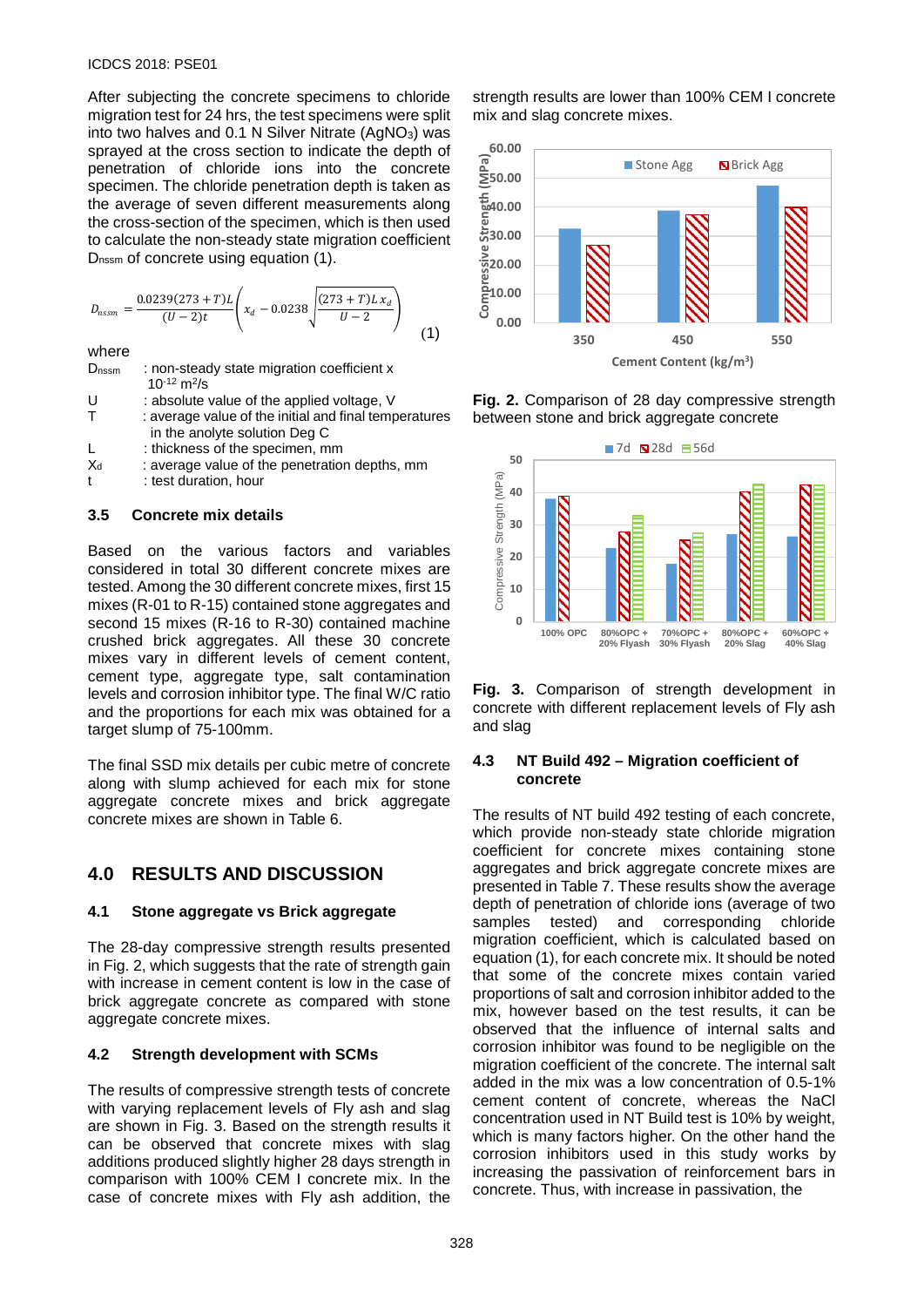After subjecting the concrete specimens to chloride migration test for 24 hrs, the test specimens were split into two halves and 0.1 N Silver Nitrate ($AgNO_3$) was sprayed at the cross section to indicate the depth of penetration of chloride ions into the concrete specimen. The chloride penetration depth is taken as the average of seven different measurements along the cross-section of the specimen, which is then used to calculate the non-steady state migration coefficient $D_{nssm}$ of concrete using equation (1).

$$D_{nssm} = \frac{0.0239(273+T)L}{(U-2)t}\left(x_d - 0.0238\sqrt{\frac{(273+T)L\,x_d}{U-2}}\right) \quad (1)$$

where

- $D_{nssm}$ : non-steady state migration coefficient x $10^{-12}$ $m^2/s$
- U : absolute value of the applied voltage, V
- T : average value of the initial and final temperatures in the analyte solution Deg C
- L : thickness of the specimen, mm
- $X_d$ : average value of the penetration depths, mm
- t : test duration, hour

### 3.5 Concrete mix details

Based on the various factors and variables considered in total 30 different concrete mixes are tested. Among the 30 different concrete mixes, first 15 mixes (R-01 to R-15) contained stone aggregates and second 15 mixes (R-16 to R-30) contained machine crushed brick aggregates. All these 30 concrete mixes vary in different levels of cement content, cement type, aggregate type, salt contamination levels and corrosion inhibitor type. The final W/C ratio and the proportions for each mix was obtained for a target slump of 75-100mm.

The final SSD mix details per cubic metre of concrete along with slump achieved for each mix for stone aggregate concrete mixes and brick aggregate concrete mixes are shown in Table 6.

## 4.0 RESULTS AND DISCUSSION

### 4.1 Stone aggregate vs Brick aggregate

The 28-day compressive strength results presented in Fig. 2, which suggests that the rate of strength gain with increase in cement content is low in the case of brick aggregate concrete as compared with stone aggregate concrete mixes.

### 4.2 Strength development with SCMs

The results of compressive strength tests of concrete with varying replacement levels of Fly ash and slag are shown in Fig. 3. Based on the strength results it can be observed that concrete mixes with slag additions produced slightly higher 28 days strength in comparison with 100% CEM I concrete mix. In the case of concrete mixes with Fly ash addition, the strength results are lower than 100% CEM I concrete mix and slag concrete mixes.

**Fig. 2.** Comparison of 28 day compressive strength between stone and brick aggregate concrete

**Fig. 3.** Comparison of strength development in concrete with different replacement levels of Fly ash and slag

### 4.3 NT Build 492 – Migration coefficient of concrete

The results of NT build 492 testing of each concrete, which provide non-steady state chloride migration coefficient for concrete mixes containing stone aggregates and brick aggregate concrete mixes are presented in Table 7. These results show the average depth of penetration of chloride ions (average of two samples tested) and corresponding chloride migration coefficient, which is calculated based on equation (1), for each concrete mix. It should be noted that some of the concrete mixes contain varied proportions of salt and corrosion inhibitor added to the mix, however based on the test results, it can be observed that the influence of internal salts and corrosion inhibitor was found to be negligible on the migration coefficient of the concrete. The internal salt added in the mix was a low concentration of 0.5-1% cement content of concrete, whereas the NaCl concentration used in NT Build test is 10% by weight, which is many factors higher. On the other hand the corrosion inhibitors used in this study works by increasing the passivation of reinforcement bars in concrete. Thus, with increase in passivation, the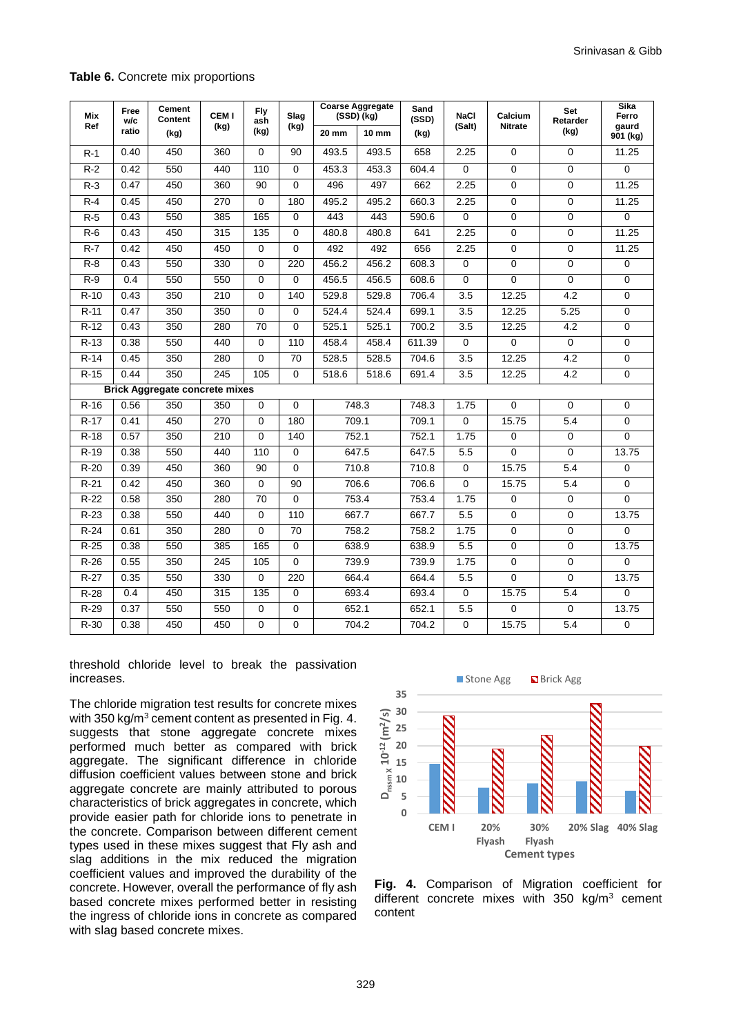**Table 6.** Concrete mix proportions

| Mix Ref | Free w/c ratio | Cement Content (kg) | CEM I (kg) | Fly ash (kg) | Slag (kg) | Coarse Aggregate (SSD) (kg) | | Sand (SSD) (kg) | NaCl (Salt) | Calcium Nitrate | Set Retarder (kg) | Sika Ferro gaurd 901 (kg) |
|---|---|---|---|---|---|---|---|---|---|---|---|---|
| | | | | | | 20 mm | 10 mm | | | | | |
| R-1 | 0.40 | 450 | 360 | 0 | 90 | 493.5 | 493.5 | 658 | 2.25 | 0 | 0 | 11.25 |
| R-2 | 0.42 | 550 | 440 | 110 | 0 | 453.3 | 453.3 | 604.4 | 0 | 0 | 0 | 0 |
| R-3 | 0.47 | 450 | 360 | 90 | 0 | 496 | 497 | 662 | 2.25 | 0 | 0 | 11.25 |
| R-4 | 0.45 | 450 | 270 | 0 | 180 | 495.2 | 495.2 | 660.3 | 2.25 | 0 | 0 | 11.25 |
| R-5 | 0.43 | 550 | 385 | 165 | 0 | 443 | 443 | 590.6 | 0 | 0 | 0 | 0 |
| R-6 | 0.43 | 450 | 315 | 135 | 0 | 480.8 | 480.8 | 641 | 2.25 | 0 | 0 | 11.25 |
| R-7 | 0.42 | 450 | 450 | 0 | 0 | 492 | 492 | 656 | 2.25 | 0 | 0 | 11.25 |
| R-8 | 0.43 | 550 | 330 | 0 | 220 | 456.2 | 456.2 | 608.3 | 0 | 0 | 0 | 0 |
| R-9 | 0.4 | 550 | 550 | 0 | 0 | 456.5 | 456.5 | 608.6 | 0 | 0 | 0 | 0 |
| R-10 | 0.43 | 350 | 210 | 0 | 140 | 529.8 | 529.8 | 706.4 | 3.5 | 12.25 | 4.2 | 0 |
| R-11 | 0.47 | 350 | 350 | 0 | 0 | 524.4 | 524.4 | 699.1 | 3.5 | 12.25 | 5.25 | 0 |
| R-12 | 0.43 | 350 | 280 | 70 | 0 | 525.1 | 525.1 | 700.2 | 3.5 | 12.25 | 4.2 | 0 |
| R-13 | 0.38 | 550 | 440 | 0 | 110 | 458.4 | 458.4 | 611.39 | 0 | 0 | 0 | 0 |
| R-14 | 0.45 | 350 | 280 | 0 | 70 | 528.5 | 528.5 | 704.6 | 3.5 | 12.25 | 4.2 | 0 |
| R-15 | 0.44 | 350 | 245 | 105 | 0 | 518.6 | 518.6 | 691.4 | 3.5 | 12.25 | 4.2 | 0 |
| **Brick Aggregate concrete mixes** | | | | | | | | | | | | |
| R-16 | 0.56 | 350 | 350 | 0 | 0 | 748.3 | | 748.3 | 1.75 | 0 | 0 | 0 |
| R-17 | 0.41 | 450 | 270 | 0 | 180 | 709.1 | | 709.1 | 0 | 15.75 | 5.4 | 0 |
| R-18 | 0.57 | 350 | 210 | 0 | 140 | 752.1 | | 752.1 | 1.75 | 0 | 0 | 0 |
| R-19 | 0.38 | 550 | 440 | 110 | 0 | 647.5 | | 647.5 | 5.5 | 0 | 0 | 13.75 |
| R-20 | 0.39 | 450 | 360 | 90 | 0 | 710.8 | | 710.8 | 0 | 15.75 | 5.4 | 0 |
| R-21 | 0.42 | 450 | 360 | 0 | 90 | 706.6 | | 706.6 | 0 | 15.75 | 5.4 | 0 |
| R-22 | 0.58 | 350 | 280 | 70 | 0 | 753.4 | | 753.4 | 1.75 | 0 | 0 | 0 |
| R-23 | 0.38 | 550 | 440 | 0 | 110 | 667.7 | | 667.7 | 5.5 | 0 | 0 | 13.75 |
| R-24 | 0.61 | 350 | 280 | 0 | 70 | 758.2 | | 758.2 | 1.75 | 0 | 0 | 0 |
| R-25 | 0.38 | 550 | 385 | 165 | 0 | 638.9 | | 638.9 | 5.5 | 0 | 0 | 13.75 |
| R-26 | 0.55 | 350 | 245 | 105 | 0 | 739.9 | | 739.9 | 1.75 | 0 | 0 | 0 |
| R-27 | 0.35 | 550 | 330 | 0 | 220 | 664.4 | | 664.4 | 5.5 | 0 | 0 | 13.75 |
| R-28 | 0.4 | 450 | 315 | 135 | 0 | 693.4 | | 693.4 | 0 | 15.75 | 5.4 | 0 |
| R-29 | 0.37 | 550 | 550 | 0 | 0 | 652.1 | | 652.1 | 5.5 | 0 | 0 | 13.75 |
| R-30 | 0.38 | 450 | 450 | 0 | 0 | 704.2 | | 704.2 | 0 | 15.75 | 5.4 | 0 |

threshold chloride level to break the passivation increases.

The chloride migration test results for concrete mixes with 350 kg/m$^3$ cement content as presented in Fig. 4. suggests that stone aggregate concrete mixes performed much better as compared with brick aggregate. The significant difference in chloride diffusion coefficient values between stone and brick aggregate concrete are mainly attributed to porous characteristics of brick aggregates in concrete, which provide easier path for chloride ions to penetrate in the concrete. Comparison between different cement types used in these mixes suggest that Fly ash and slag additions in the mix reduced the migration coefficient values and improved the durability of the concrete. However, overall the performance of fly ash based concrete mixes performed better in resisting the ingress of chloride ions in concrete as compared with slag based concrete mixes.

**Fig. 4.** Comparison of Migration coefficient for different concrete mixes with 350 kg/m$^3$ cement content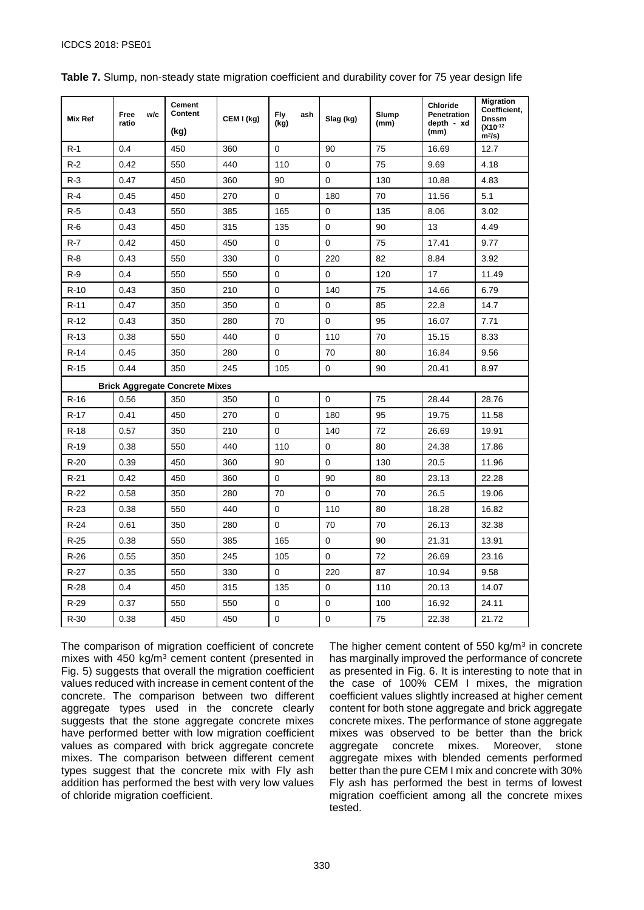**Table 7.** Slump, non-steady state migration coefficient and durability cover for 75 year design life

| Mix Ref | Free w/c ratio | Cement Content (kg) | CEM I (kg) | Fly ash (kg) | Slag (kg) | Slump (mm) | Chloride Penetration depth - xd (mm) | Migration Coefficient, Dnssm ($X10^{-12}$ $m^2/s$) |
|---|---|---|---|---|---|---|---|---|
| R-1 | 0.4 | 450 | 360 | 0 | 90 | 75 | 16.69 | 12.7 |
| R-2 | 0.42 | 550 | 440 | 110 | 0 | 75 | 9.69 | 4.18 |
| R-3 | 0.47 | 450 | 360 | 90 | 0 | 130 | 10.88 | 4.83 |
| R-4 | 0.45 | 450 | 270 | 0 | 180 | 70 | 11.56 | 5.1 |
| R-5 | 0.43 | 550 | 385 | 165 | 0 | 135 | 8.06 | 3.02 |
| R-6 | 0.43 | 450 | 315 | 135 | 0 | 90 | 13 | 4.49 |
| R-7 | 0.42 | 450 | 450 | 0 | 0 | 75 | 17.41 | 9.77 |
| R-8 | 0.43 | 550 | 330 | 0 | 220 | 82 | 8.84 | 3.92 |
| R-9 | 0.4 | 550 | 550 | 0 | 0 | 120 | 17 | 11.49 |
| R-10 | 0.43 | 350 | 210 | 0 | 140 | 75 | 14.66 | 6.79 |
| R-11 | 0.47 | 350 | 350 | 0 | 0 | 85 | 22.8 | 14.7 |
| R-12 | 0.43 | 350 | 280 | 70 | 0 | 95 | 16.07 | 7.71 |
| R-13 | 0.38 | 550 | 440 | 0 | 110 | 70 | 15.15 | 8.33 |
| R-14 | 0.45 | 350 | 280 | 0 | 70 | 80 | 16.84 | 9.56 |
| R-15 | 0.44 | 350 | 245 | 105 | 0 | 90 | 20.41 | 8.97 |
| **Brick Aggregate Concrete Mixes** | | | | | | | | |
| R-16 | 0.56 | 350 | 350 | 0 | 0 | 75 | 28.44 | 28.76 |
| R-17 | 0.41 | 450 | 270 | 0 | 180 | 95 | 19.75 | 11.58 |
| R-18 | 0.57 | 350 | 210 | 0 | 140 | 72 | 26.69 | 19.91 |
| R-19 | 0.38 | 550 | 440 | 110 | 0 | 80 | 24.38 | 17.86 |
| R-20 | 0.39 | 450 | 360 | 90 | 0 | 130 | 20.5 | 11.96 |
| R-21 | 0.42 | 450 | 360 | 0 | 90 | 80 | 23.13 | 22.28 |
| R-22 | 0.58 | 350 | 280 | 70 | 0 | 70 | 26.5 | 19.06 |
| R-23 | 0.38 | 550 | 440 | 0 | 110 | 80 | 18.28 | 16.82 |
| R-24 | 0.61 | 350 | 280 | 0 | 70 | 70 | 26.13 | 32.38 |
| R-25 | 0.38 | 550 | 385 | 165 | 0 | 90 | 21.31 | 13.91 |
| R-26 | 0.55 | 350 | 245 | 105 | 0 | 72 | 26.69 | 23.16 |
| R-27 | 0.35 | 550 | 330 | 0 | 220 | 87 | 10.94 | 9.58 |
| R-28 | 0.4 | 450 | 315 | 135 | 0 | 110 | 20.13 | 14.07 |
| R-29 | 0.37 | 550 | 550 | 0 | 0 | 100 | 16.92 | 24.11 |
| R-30 | 0.38 | 450 | 450 | 0 | 0 | 75 | 22.38 | 21.72 |

The comparison of migration coefficient of concrete mixes with 450 kg/m$^3$ cement content (presented in Fig. 5) suggests that overall the migration coefficient values reduced with increase in cement content of the concrete. The comparison between two different aggregate types used in the concrete clearly suggests that the stone aggregate concrete mixes have performed better with low migration coefficient values as compared with brick aggregate concrete mixes. The comparison between different cement types suggest that the concrete mix with Fly ash addition has performed the best with very low values of chloride migration coefficient.

The higher cement content of 550 kg/m$^3$ in concrete has marginally improved the performance of concrete as presented in Fig. 6. It is interesting to note that in the case of 100% CEM I mixes, the migration coefficient values slightly increased at higher cement content for both stone aggregate and brick aggregate concrete mixes. The performance of stone aggregate mixes was observed to be better than the brick aggregate concrete mixes. Moreover, stone aggregate mixes with blended cements performed better than the pure CEM I mix and concrete with 30% Fly ash has performed the best in terms of lowest migration coefficient among all the concrete mixes tested.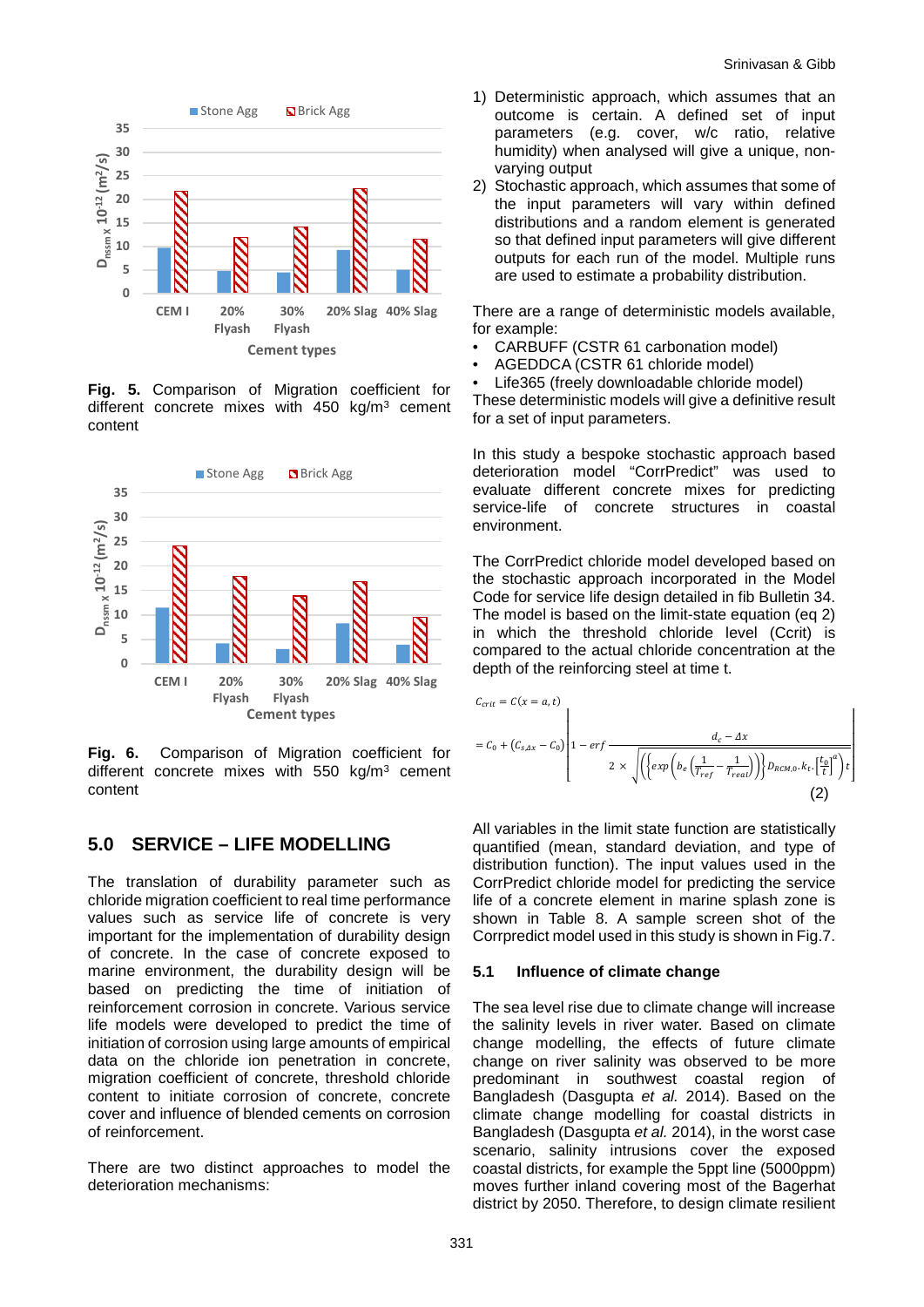Fig. 5. Comparison of Migration coefficient for different concrete mixes with 450 kg/m³ cement content

Fig. 6. Comparison of Migration coefficient for different concrete mixes with 550 kg/m³ cement content

## 5.0 SERVICE – LIFE MODELLING

The translation of durability parameter such as chloride migration coefficient to real time performance values such as service life of concrete is very important for the implementation of durability design of concrete. In the case of concrete exposed to marine environment, the durability design will be based on predicting the time of initiation of reinforcement corrosion in concrete. Various service life models were developed to predict the time of initiation of corrosion using large amounts of empirical data on the chloride ion penetration in concrete, migration coefficient of concrete, threshold chloride content to initiate corrosion of concrete, concrete cover and influence of blended cements on corrosion of reinforcement.

There are two distinct approaches to model the deterioration mechanisms:

1) Deterministic approach, which assumes that an outcome is certain. A defined set of input parameters (e.g. cover, w/c ratio, relative humidity) when analysed will give a unique, non-varying output
2) Stochastic approach, which assumes that some of the input parameters will vary within defined distributions and a random element is generated so that defined input parameters will give different outputs for each run of the model. Multiple runs are used to estimate a probability distribution.

There are a range of deterministic models available, for example:

- CARBUFF (CSTR 61 carbonation model)
- AGEDDCA (CSTR 61 chloride model)
- Life365 (freely downloadable chloride model)

These deterministic models will give a definitive result for a set of input parameters.

In this study a bespoke stochastic approach based deterioration model "CorrPredict" was used to evaluate different concrete mixes for predicting service-life of concrete structures in coastal environment.

The CorrPredict chloride model developed based on the stochastic approach incorporated in the Model Code for service life design detailed in fib Bulletin 34. The model is based on the limit-state equation (eq 2) in which the threshold chloride level (Ccrit) is compared to the actual chloride concentration at the depth of the reinforcing steel at time t.

$$C_{crit} = C(x = a, t)$$

$$= C_0 + (C_{s,\Delta x} - C_0)\left[1 - erf\frac{d_c - \Delta x}{2 \times \sqrt{\left(\left\{exp\left(b_e\left(\frac{1}{T_{ref}} - \frac{1}{T_{real}}\right)\right)\right\} D_{RCM,0} \cdot k_t \cdot \left[\frac{t_0}{t}\right]^a\right) t}}\right] \qquad (2)$$

All variables in the limit state function are statistically quantified (mean, standard deviation, and type of distribution function). The input values used in the CorrPredict chloride model for predicting the service life of a concrete element in marine splash zone is shown in Table 8. A sample screen shot of the Corrpredict model used in this study is shown in Fig.7.

### 5.1 Influence of climate change

The sea level rise due to climate change will increase the salinity levels in river water. Based on climate change modelling, the effects of future climate change on river salinity was observed to be more predominant in southwest coastal region of Bangladesh (Dasgupta *et al.* 2014). Based on the climate change modelling for coastal districts in Bangladesh (Dasgupta *et al.* 2014), in the worst case scenario, salinity intrusions cover the exposed coastal districts, for example the 5ppt line (5000ppm) moves further inland covering most of the Bagerhat district by 2050. Therefore, to design climate resilient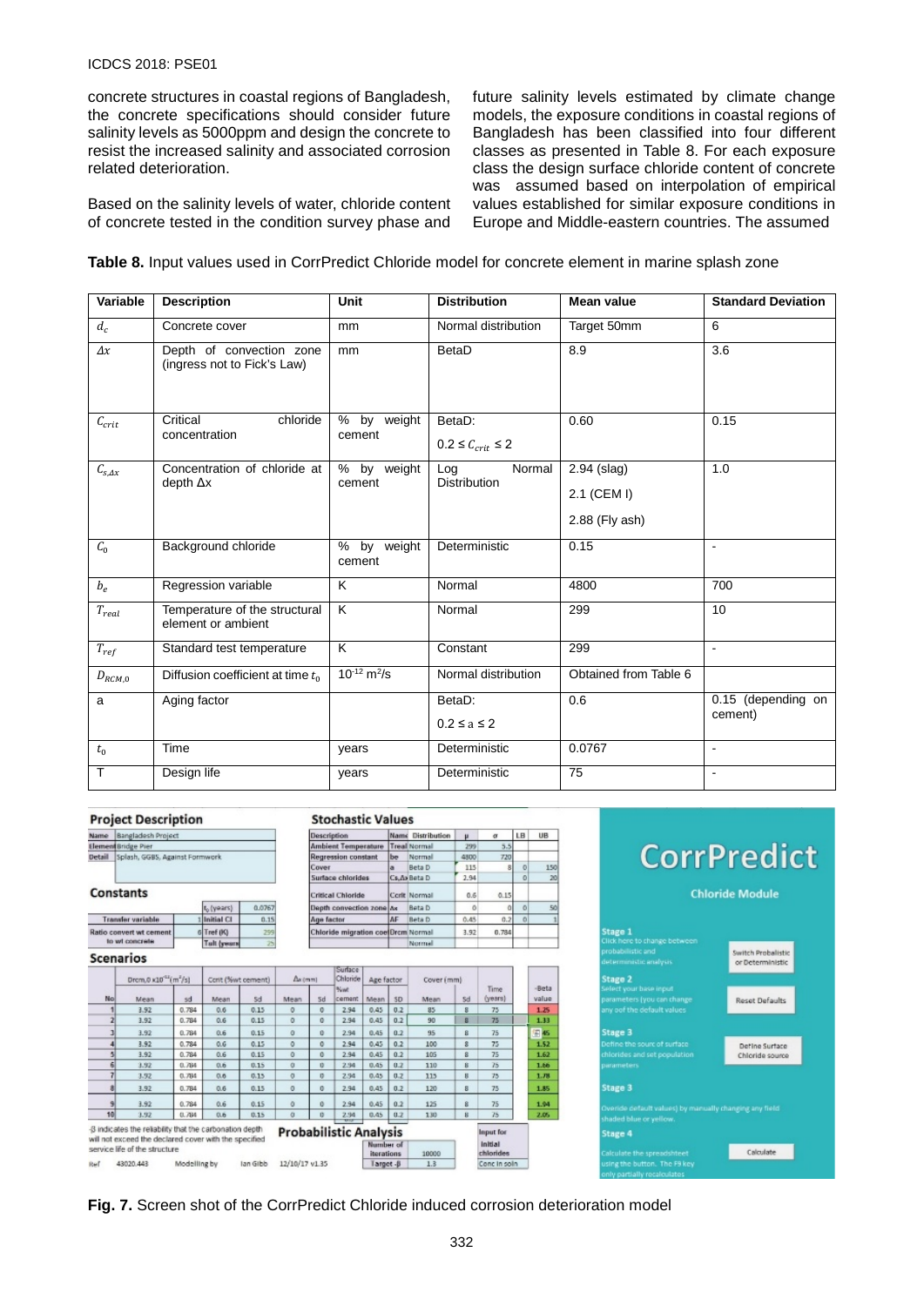concrete structures in coastal regions of Bangladesh, the concrete specifications should consider future salinity levels as 5000ppm and design the concrete to resist the increased salinity and associated corrosion related deterioration.

Based on the salinity levels of water, chloride content of concrete tested in the condition survey phase and future salinity levels estimated by climate change models, the exposure conditions in coastal regions of Bangladesh has been classified into four different classes as presented in Table 8. For each exposure class the design surface chloride content of concrete was assumed based on interpolation of empirical values established for similar exposure conditions in Europe and Middle-eastern countries. The assumed

**Table 8.** Input values used in CorrPredict Chloride model for concrete element in marine splash zone

| Variable | Description | Unit | Distribution | Mean value | Standard Deviation |
|---|---|---|---|---|---|
| $d_c$ | Concrete cover | mm | Normal distribution | Target 50mm | 6 |
| $\Delta x$ | Depth of convection zone (ingress not to Fick's Law) | mm | BetaD | 8.9 | 3.6 |
| $C_{crit}$ | Critical chloride concentration | % by weight cement | BetaD: $0.2 \leq C_{crit} \leq 2$ | 0.60 | 0.15 |
| $C_{s,\Delta x}$ | Concentration of chloride at depth Δx | % by weight cement | Log Normal Distribution | 2.94 (slag) 2.1 (CEM I) 2.88 (Fly ash) | 1.0 |
| $C_0$ | Background chloride | % by weight cement | Deterministic | 0.15 | - |
| $b_e$ | Regression variable | K | Normal | 4800 | 700 |
| $T_{real}$ | Temperature of the structural element or ambient | K | Normal | 299 | 10 |
| $T_{ref}$ | Standard test temperature | K | Constant | 299 | - |
| $D_{RCM,0}$ | Diffusion coefficient at time $t_0$ | $10^{-12}$ m²/s | Normal distribution | Obtained from Table 6 | |
| a | Aging factor | | BetaD: $0.2 \leq a \leq 2$ | 0.6 | 0.15 (depending on cement) |
| $t_0$ | Time | years | Deterministic | 0.0767 | - |
| T | Design life | years | Deterministic | 75 | - |

**Fig. 7.** Screen shot of the CorrPredict Chloride induced corrosion deterioration model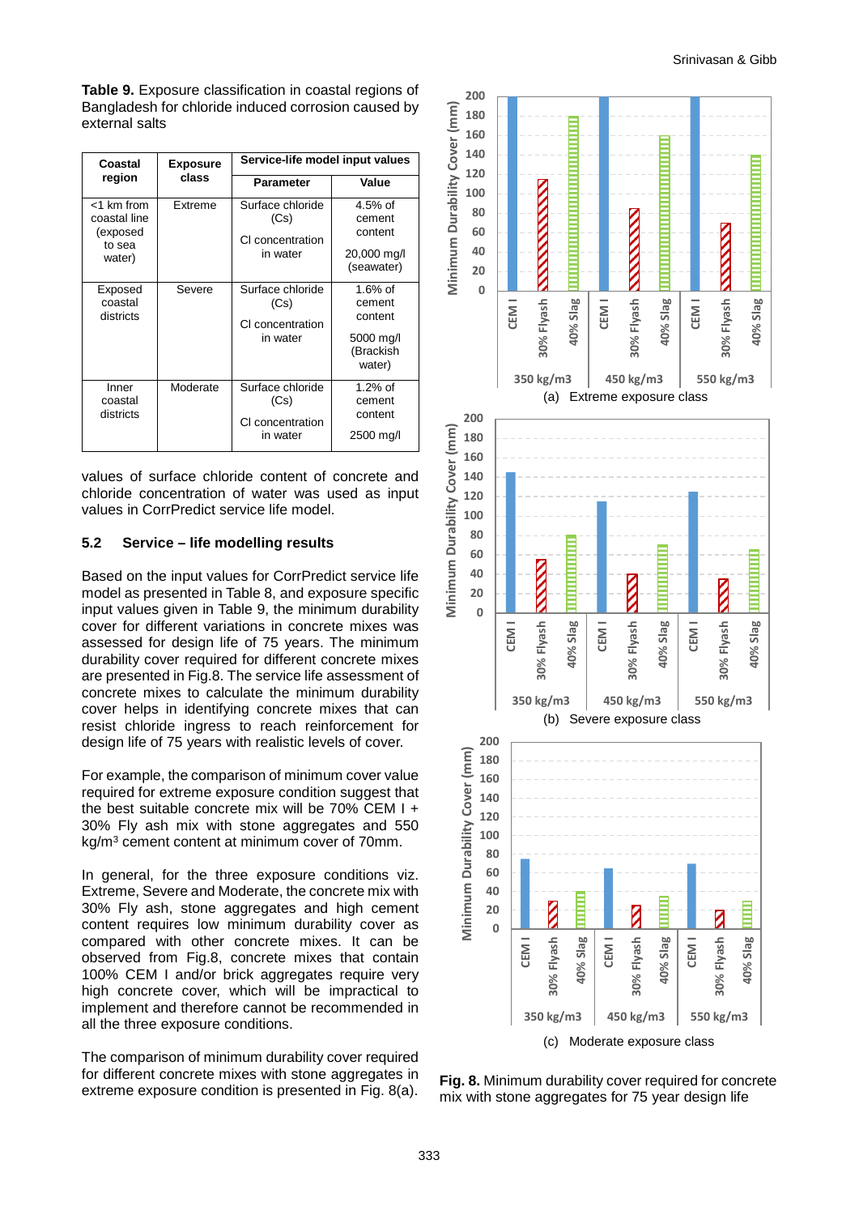**Table 9.** Exposure classification in coastal regions of Bangladesh for chloride induced corrosion caused by external salts

| Coastal region | Exposure class | Service-life model input values | |
|---|---|---|---|
| | | Parameter | Value |
| <1 km from coastal line (exposed to sea water) | Extreme | Surface chloride (Cs)<br>Cl concentration in water | 4.5% of cement content<br>20,000 mg/l (seawater) |
| Exposed coastal districts | Severe | Surface chloride (Cs)<br>Cl concentration in water | 1.6% of cement content<br>5000 mg/l (Brackish water) |
| Inner coastal districts | Moderate | Surface chloride (Cs)<br>Cl concentration in water | 1.2% of cement content<br>2500 mg/l |

values of surface chloride content of concrete and chloride concentration of water was used as input values in CorrPredict service life model.

### 5.2 Service – life modelling results

Based on the input values for CorrPredict service life model as presented in Table 8, and exposure specific input values given in Table 9, the minimum durability cover for different variations in concrete mixes was assessed for design life of 75 years. The minimum durability cover required for different concrete mixes are presented in Fig.8. The service life assessment of concrete mixes to calculate the minimum durability cover helps in identifying concrete mixes that can resist chloride ingress to reach reinforcement for design life of 75 years with realistic levels of cover.

For example, the comparison of minimum cover value required for extreme exposure condition suggest that the best suitable concrete mix will be 70% CEM I + 30% Fly ash mix with stone aggregates and 550 kg/m³ cement content at minimum cover of 70mm.

In general, for the three exposure conditions viz. Extreme, Severe and Moderate, the concrete mix with 30% Fly ash, stone aggregates and high cement content requires low minimum durability cover as compared with other concrete mixes. It can be observed from Fig.8, concrete mixes that contain 100% CEM I and/or brick aggregates require very high concrete cover, which will be impractical to implement and therefore cannot be recommended in all the three exposure conditions.

The comparison of minimum durability cover required for different concrete mixes with stone aggregates in extreme exposure condition is presented in Fig. 8(a).

(a) Extreme exposure class

(b) Severe exposure class

(c) Moderate exposure class

**Fig. 8.** Minimum durability cover required for concrete mix with stone aggregates for 75 year design life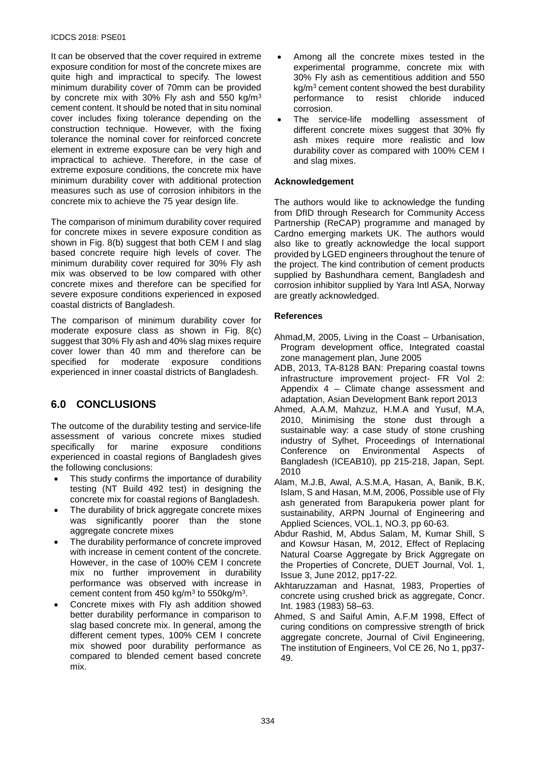It can be observed that the cover required in extreme exposure condition for most of the concrete mixes are quite high and impractical to specify. The lowest minimum durability cover of 70mm can be provided by concrete mix with 30% Fly ash and 550 kg/m$^3$ cement content. It should be noted that in situ nominal cover includes fixing tolerance depending on the construction technique. However, with the fixing tolerance the nominal cover for reinforced concrete element in extreme exposure can be very high and impractical to achieve. Therefore, in the case of extreme exposure conditions, the concrete mix have minimum durability cover with additional protection measures such as use of corrosion inhibitors in the concrete mix to achieve the 75 year design life.

The comparison of minimum durability cover required for concrete mixes in severe exposure condition as shown in Fig. 8(b) suggest that both CEM I and slag based concrete require high levels of cover. The minimum durability cover required for 30% Fly ash mix was observed to be low compared with other concrete mixes and therefore can be specified for severe exposure conditions experienced in exposed coastal districts of Bangladesh.

The comparison of minimum durability cover for moderate exposure class as shown in Fig. 8(c) suggest that 30% Fly ash and 40% slag mixes require cover lower than 40 mm and therefore can be specified for moderate exposure conditions experienced in inner coastal districts of Bangladesh.

## 6.0 CONCLUSIONS

The outcome of the durability testing and service-life assessment of various concrete mixes studied specifically for marine exposure conditions experienced in coastal regions of Bangladesh gives the following conclusions:

- This study confirms the importance of durability testing (NT Build 492 test) in designing the concrete mix for coastal regions of Bangladesh.
- The durability of brick aggregate concrete mixes was significantly poorer than the stone aggregate concrete mixes
- The durability performance of concrete improved with increase in cement content of the concrete. However, in the case of 100% CEM I concrete mix no further improvement in durability performance was observed with increase in cement content from 450 kg/m$^3$ to 550kg/m$^3$.
- Concrete mixes with Fly ash addition showed better durability performance in comparison to slag based concrete mix. In general, among the different cement types, 100% CEM I concrete mix showed poor durability performance as compared to blended cement based concrete mix.
- Among all the concrete mixes tested in the experimental programme, concrete mix with 30% Fly ash as cementitious addition and 550 kg/m$^3$ cement content showed the best durability performance to resist chloride induced corrosion.
- The service-life modelling assessment of different concrete mixes suggest that 30% fly ash mixes require more realistic and low durability cover as compared with 100% CEM I and slag mixes.

**Acknowledgement**

The authors would like to acknowledge the funding from DfID through Research for Community Access Partnership (ReCAP) programme and managed by Cardno emerging markets UK. The authors would also like to greatly acknowledge the local support provided by LGED engineers throughout the tenure of the project. The kind contribution of cement products supplied by Bashundhara cement, Bangladesh and corrosion inhibitor supplied by Yara Intl ASA, Norway are greatly acknowledged.

**References**

Ahmad,M, 2005, Living in the Coast – Urbanisation, Program development office, Integrated coastal zone management plan, June 2005

ADB, 2013, TA-8128 BAN: Preparing coastal towns infrastructure improvement project- FR Vol 2: Appendix 4 – Climate change assessment and adaptation, Asian Development Bank report 2013

Ahmed, A.A.M, Mahzuz, H.M.A and Yusuf, M.A, 2010, Minimising the stone dust through a sustainable way: a case study of stone crushing industry of Sylhet, Proceedings of International Conference on Environmental Aspects of Bangladesh (ICEAB10), pp 215-218, Japan, Sept. 2010

Alam, M.J.B, Awal, A.S.M.A, Hasan, A, Banik, B.K, Islam, S and Hasan, M.M, 2006, Possible use of Fly ash generated from Barapukeria power plant for sustainability, ARPN Journal of Engineering and Applied Sciences, VOL.1, NO.3, pp 60-63.

Abdur Rashid, M, Abdus Salam, M, Kumar Shill, S and Kowsur Hasan, M, 2012, Effect of Replacing Natural Coarse Aggregate by Brick Aggregate on the Properties of Concrete, DUET Journal, Vol. 1, Issue 3, June 2012, pp17-22.

Akhtaruzzaman and Hasnat, 1983, Properties of concrete using crushed brick as aggregate, Concr. Int. 1983 (1983) 58–63.

Ahmed, S and Saiful Amin, A.F.M 1998, Effect of curing conditions on compressive strength of brick aggregate concrete, Journal of Civil Engineering, The institution of Engineers, Vol CE 26, No 1, pp37-49.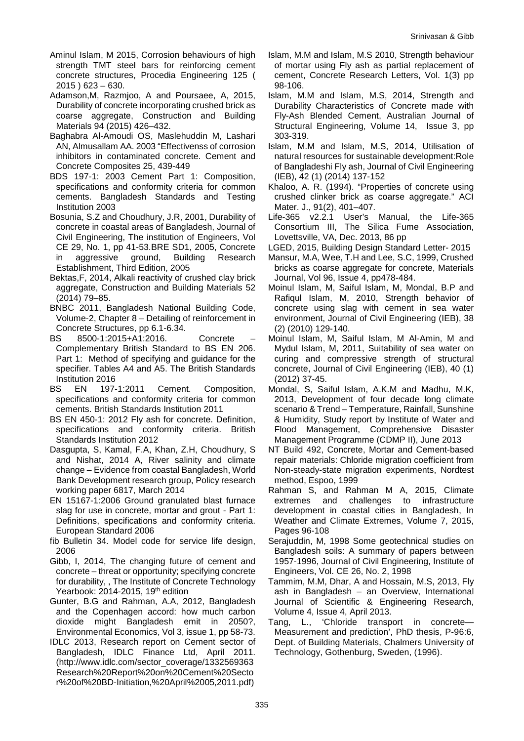Aminul Islam, M 2015, Corrosion behaviours of high strength TMT steel bars for reinforcing cement concrete structures, Procedia Engineering 125 ( 2015 ) 623 – 630.

Adamson,M, Razmjoo, A and Poursaee, A, 2015, Durability of concrete incorporating crushed brick as coarse aggregate, Construction and Building Materials 94 (2015) 426–432.

Baghabra Al-Amoudi OS, Maslehuddin M, Lashari AN, Almusallam AA. 2003 "Effectivenss of corrosion inhibitors in contaminated concrete. Cement and Concrete Composites 25, 439-449

BDS 197-1: 2003 Cement Part 1: Composition, specifications and conformity criteria for common cements. Bangladesh Standards and Testing Institution 2003

Bosunia, S.Z and Choudhury, J.R, 2001, Durability of concrete in coastal areas of Bangladesh, Journal of Civil Engineering, The institution of Engineers, Vol CE 29, No. 1, pp 41-53.BRE SD1, 2005, Concrete in aggressive ground, Building Research Establishment, Third Edition, 2005

Bektas,F, 2014, Alkali reactivity of crushed clay brick aggregate, Construction and Building Materials 52 (2014) 79–85.

BNBC 2011, Bangladesh National Building Code, Volume-2, Chapter 8 – Detailing of reinforcement in Concrete Structures, pp 6.1-6.34.

BS 8500-1:2015+A1:2016. Concrete – Complementary British Standard to BS EN 206. Part 1: Method of specifying and guidance for the specifier. Tables A4 and A5. The British Standards Institution 2016

BS EN 197-1:2011 Cement. Composition, specifications and conformity criteria for common cements. British Standards Institution 2011

BS EN 450-1: 2012 Fly ash for concrete. Definition, specifications and conformity criteria. British Standards Institution 2012

Dasgupta, S, Kamal, F.A, Khan, Z.H, Choudhury, S and Nishat, 2014 A, River salinity and climate change – Evidence from coastal Bangladesh, World Bank Development research group, Policy research working paper 6817, March 2014

EN 15167-1:2006 Ground granulated blast furnace slag for use in concrete, mortar and grout - Part 1: Definitions, specifications and conformity criteria. European Standard 2006

fib Bulletin 34. Model code for service life design, 2006

Gibb, I, 2014, The changing future of cement and concrete – threat or opportunity; specifying concrete for durability, , The Institute of Concrete Technology Yearbook: 2014-2015, 19th edition

Gunter, B.G and Rahman, A.A, 2012, Bangladesh and the Copenhagen accord: how much carbon dioxide might Bangladesh emit in 2050?, Environmental Economics, Vol 3, issue 1, pp 58-73.

IDLC 2013, Research report on Cement sector of Bangladesh, IDLC Finance Ltd, April 2011. (http://www.idlc.com/sector_coverage/1332569363Research%20Report%20on%20Cement%20Sector%20of%20BD-Initiation,%20April%2005,2011.pdf)

Islam, M.M and Islam, M.S 2010, Strength behaviour of mortar using Fly ash as partial replacement of cement, Concrete Research Letters, Vol. 1(3) pp 98-106.

Islam, M.M and Islam, M.S, 2014, Strength and Durability Characteristics of Concrete made with Fly-Ash Blended Cement, Australian Journal of Structural Engineering, Volume 14, Issue 3, pp 303-319.

Islam, M.M and Islam, M.S, 2014, Utilisation of natural resources for sustainable development:Role of Bangladeshi Fly ash, Journal of Civil Engineering (IEB), 42 (1) (2014) 137-152

Khaloo, A. R. (1994). "Properties of concrete using crushed clinker brick as coarse aggregate." ACI Mater. J., 91(2), 401–407.

Life-365 v2.2.1 User's Manual, the Life-365 Consortium III, The Silica Fume Association, Lovettsville, VA, Dec. 2013, 86 pp

LGED, 2015, Building Design Standard Letter- 2015

Mansur, M.A, Wee, T.H and Lee, S.C, 1999, Crushed bricks as coarse aggregate for concrete, Materials Journal, Vol 96, Issue 4, pp478-484.

Moinul Islam, M, Saiful Islam, M, Mondal, B.P and Rafiqul Islam, M, 2010, Strength behavior of concrete using slag with cement in sea water environment, Journal of Civil Engineering (IEB), 38 (2) (2010) 129-140.

Moinul Islam, M, Saiful Islam, M Al-Amin, M and Mydul Islam, M, 2011, Suitability of sea water on curing and compressive strength of structural concrete, Journal of Civil Engineering (IEB), 40 (1) (2012) 37-45.

Mondal, S, Saiful Islam, A.K.M and Madhu, M.K, 2013, Development of four decade long climate scenario & Trend – Temperature, Rainfall, Sunshine & Humidity, Study report by Institute of Water and Flood Management, Comprehensive Disaster Management Programme (CDMP II), June 2013

NT Build 492, Concrete, Mortar and Cement-based repair materials: Chloride migration coefficient from Non-steady-state migration experiments, Nordtest method, Espoo, 1999

Rahman S, and Rahman M A, 2015, Climate extremes and challenges to infrastructure development in coastal cities in Bangladesh, In Weather and Climate Extremes, Volume 7, 2015, Pages 96-108

Serajuddin, M, 1998 Some geotechnical studies on Bangladesh soils: A summary of papers between 1957-1996, Journal of Civil Engineering, Institute of Engineers, Vol. CE 26, No. 2, 1998

Tammim, M.M, Dhar, A and Hossain, M.S, 2013, Fly ash in Bangladesh – an Overview, International Journal of Scientific & Engineering Research, Volume 4, Issue 4, April 2013.

Tang, L., 'Chloride transport in concrete—Measurement and prediction', PhD thesis, P-96:6, Dept. of Building Materials, Chalmers University of Technology, Gothenburg, Sweden, (1996).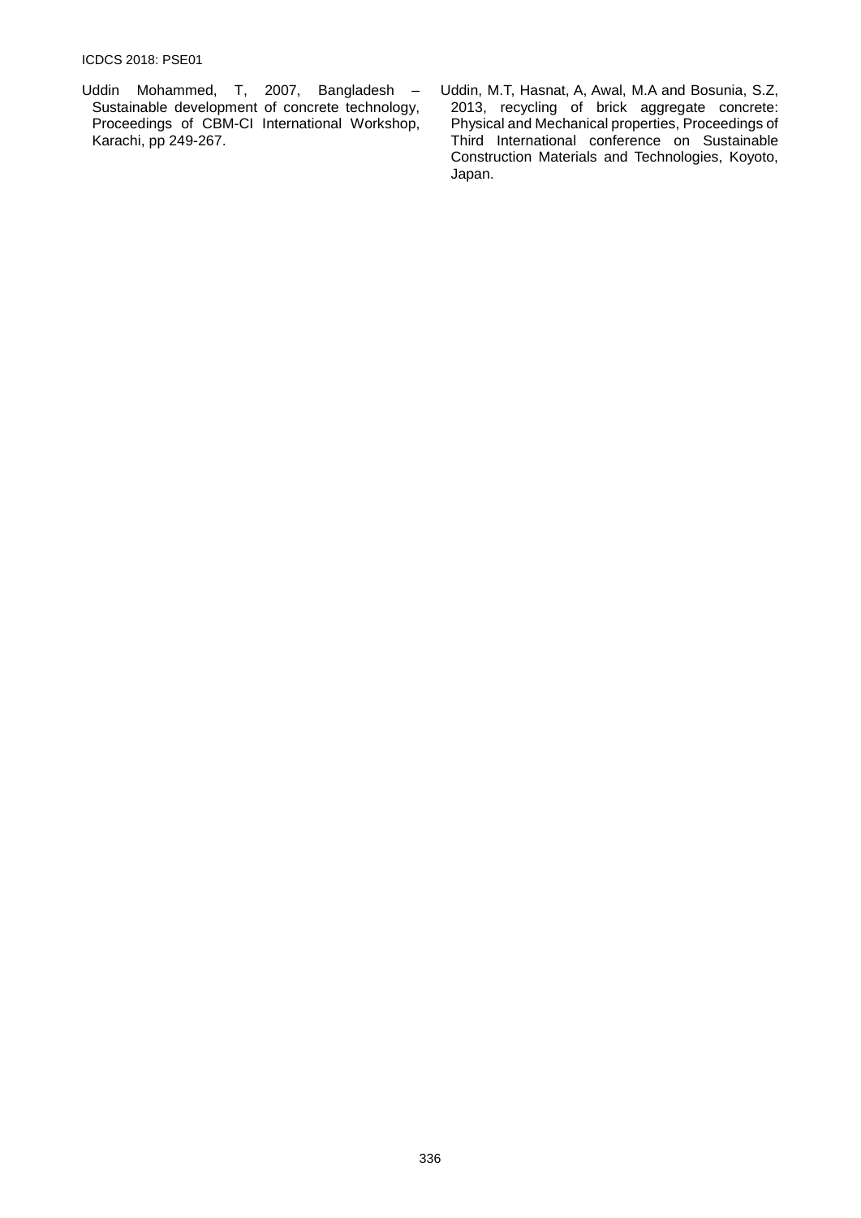Uddin Mohammed, T, 2007, Bangladesh – Sustainable development of concrete technology, Proceedings of CBM-CI International Workshop, Karachi, pp 249-267.

Uddin, M.T, Hasnat, A, Awal, M.A and Bosunia, S.Z, 2013, recycling of brick aggregate concrete: Physical and Mechanical properties, Proceedings of Third International conference on Sustainable Construction Materials and Technologies, Koyoto, Japan.